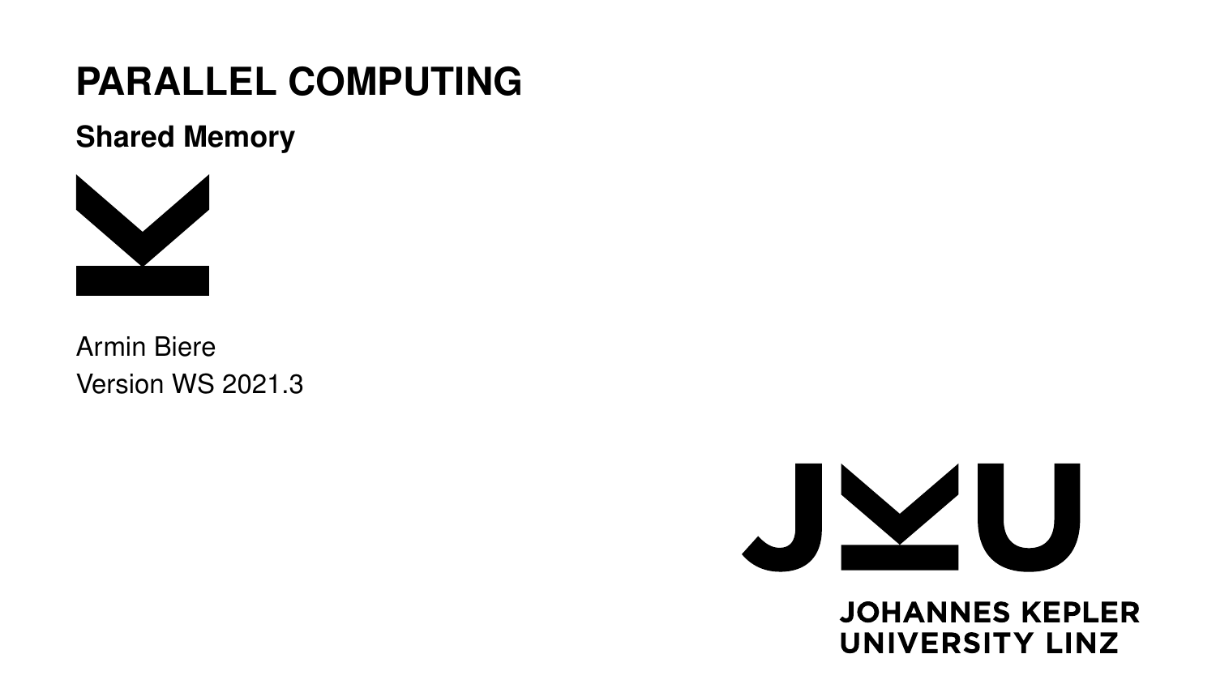# PARALLEL COMPUTING

## Shared Memory

Armin Biere

Version WS 2021.3

JOHANNES KEPLER
UNIVERSITY LINZ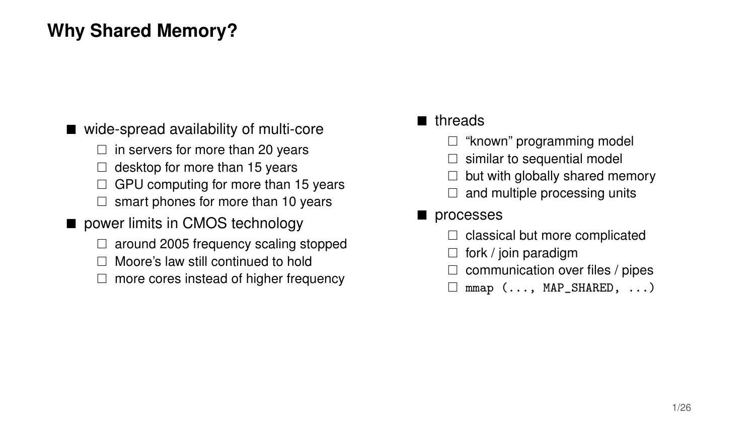# Why Shared Memory?

- wide-spread availability of multi-core
  - in servers for more than 20 years
  - desktop for more than 15 years
  - GPU computing for more than 15 years
  - smart phones for more than 10 years
- power limits in CMOS technology
  - around 2005 frequency scaling stopped
  - Moore's law still continued to hold
  - more cores instead of higher frequency

- threads
  - "known" programming model
  - similar to sequential model
  - but with globally shared memory
  - and multiple processing units
- processes
  - classical but more complicated
  - fork / join paradigm
  - communication over files / pipes
  - `mmap (..., MAP_SHARED, ...)`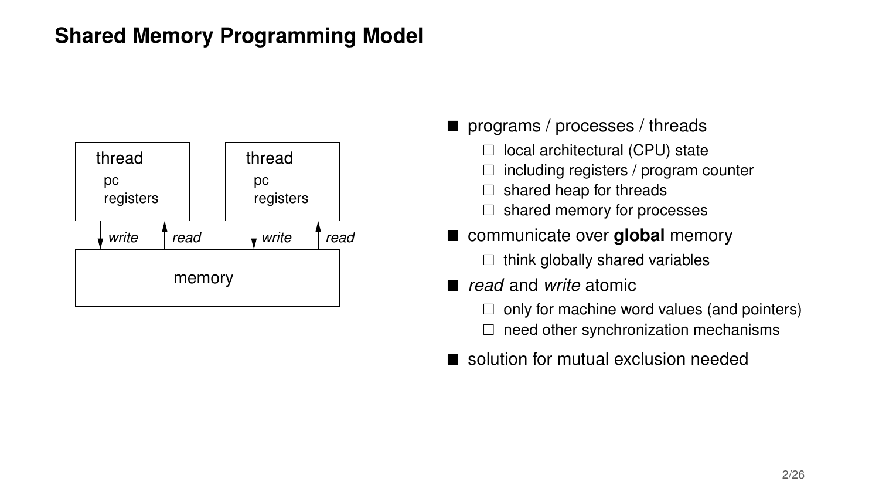# Shared Memory Programming Model

- programs / processes / threads
  - local architectural (CPU) state
  - including registers / program counter
  - shared heap for threads
  - shared memory for processes
- communicate over **global** memory
  - think globally shared variables
- *read* and *write* atomic
  - only for machine word values (and pointers)
  - need other synchronization mechanisms
- solution for mutual exclusion needed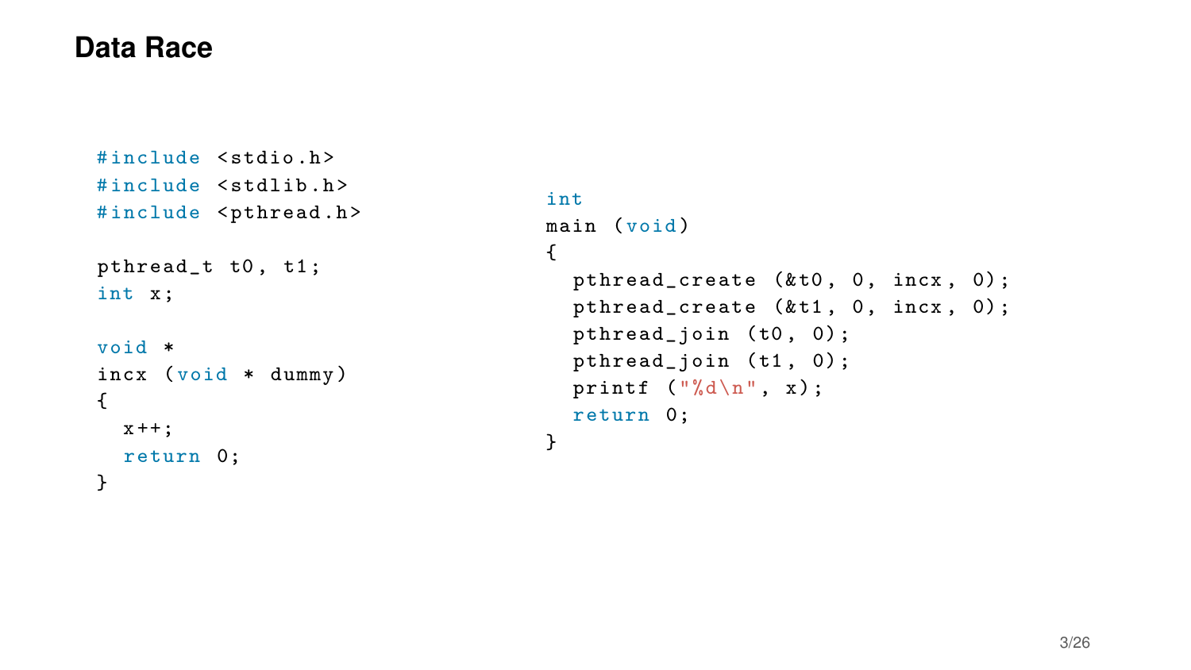# Data Race

```c
#include <stdio.h>
#include <stdlib.h>
#include <pthread.h>

pthread_t t0, t1;
int x;

void *
incx (void * dummy)
{
  x++;
  return 0;
}
```

```c
int
main (void)
{
  pthread_create (&t0, 0, incx, 0);
  pthread_create (&t1, 0, incx, 0);
  pthread_join (t0, 0);
  pthread_join (t1, 0);
  printf ("%d\n", x);
  return 0;
}
```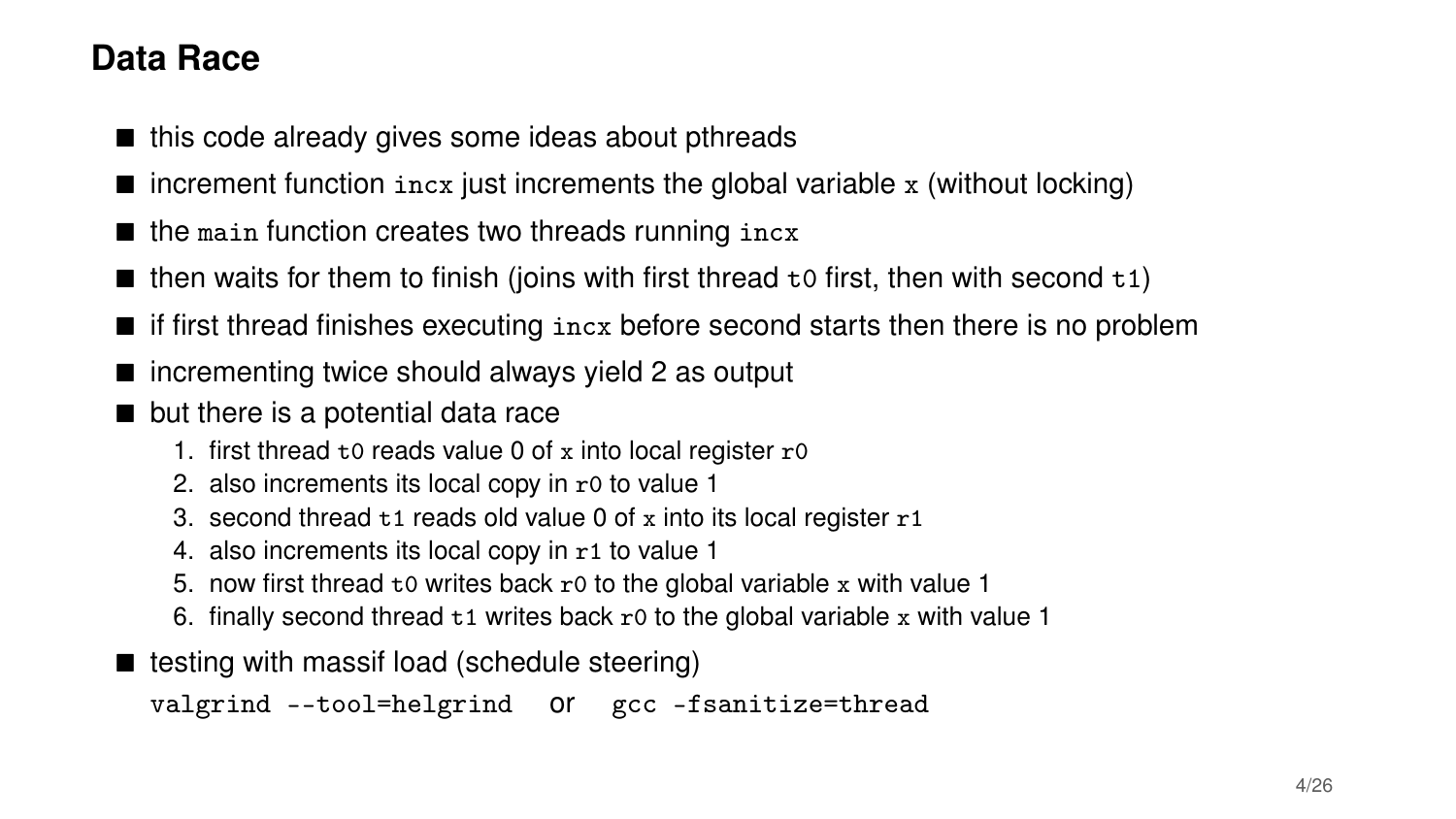## Data Race

- this code already gives some ideas about pthreads
- increment function `incx` just increments the global variable `x` (without locking)
- the `main` function creates two threads running `incx`
- then waits for them to finish (joins with first thread `t0` first, then with second `t1`)
- if first thread finishes executing `incx` before second starts then there is no problem
- incrementing twice should always yield 2 as output
- but there is a potential data race
  1. first thread `t0` reads value 0 of `x` into local register `r0`
  2. also increments its local copy in `r0` to value 1
  3. second thread `t1` reads old value 0 of `x` into its local register `r1`
  4. also increments its local copy in `r1` to value 1
  5. now first thread `t0` writes back `r0` to the global variable `x` with value 1
  6. finally second thread `t1` writes back `r0` to the global variable `x` with value 1
- testing with massif load (schedule steering)

  `valgrind --tool=helgrind` or `gcc -fsanitize=thread`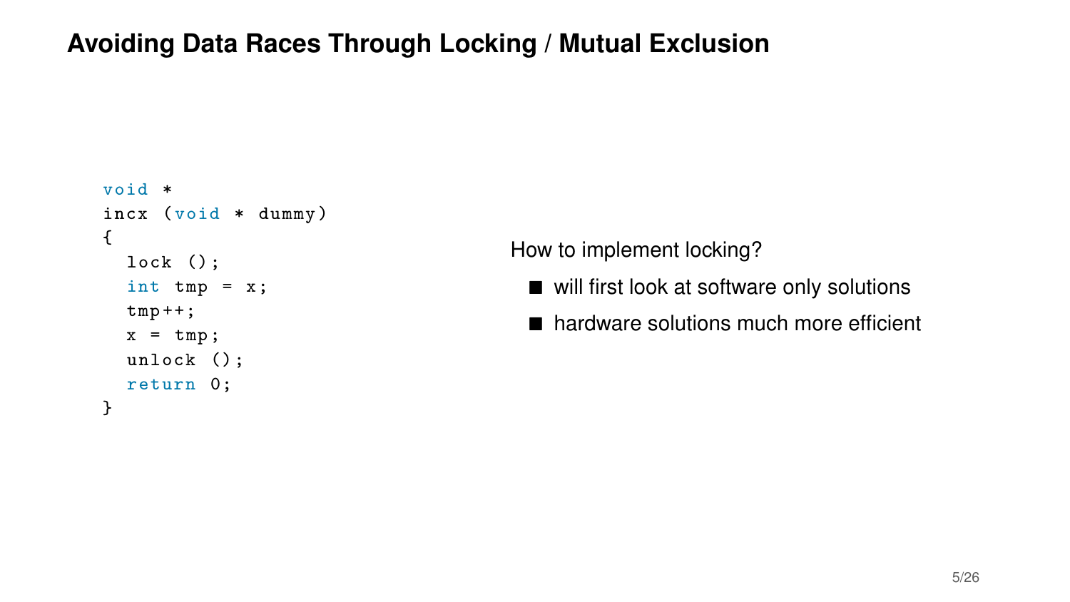# Avoiding Data Races Through Locking / Mutual Exclusion

```
void *
incx (void * dummy)
{
  lock ();
  int tmp = x;
  tmp++;
  x = tmp;
  unlock ();
  return 0;
}
```

How to implement locking?

- will first look at software only solutions
- hardware solutions much more efficient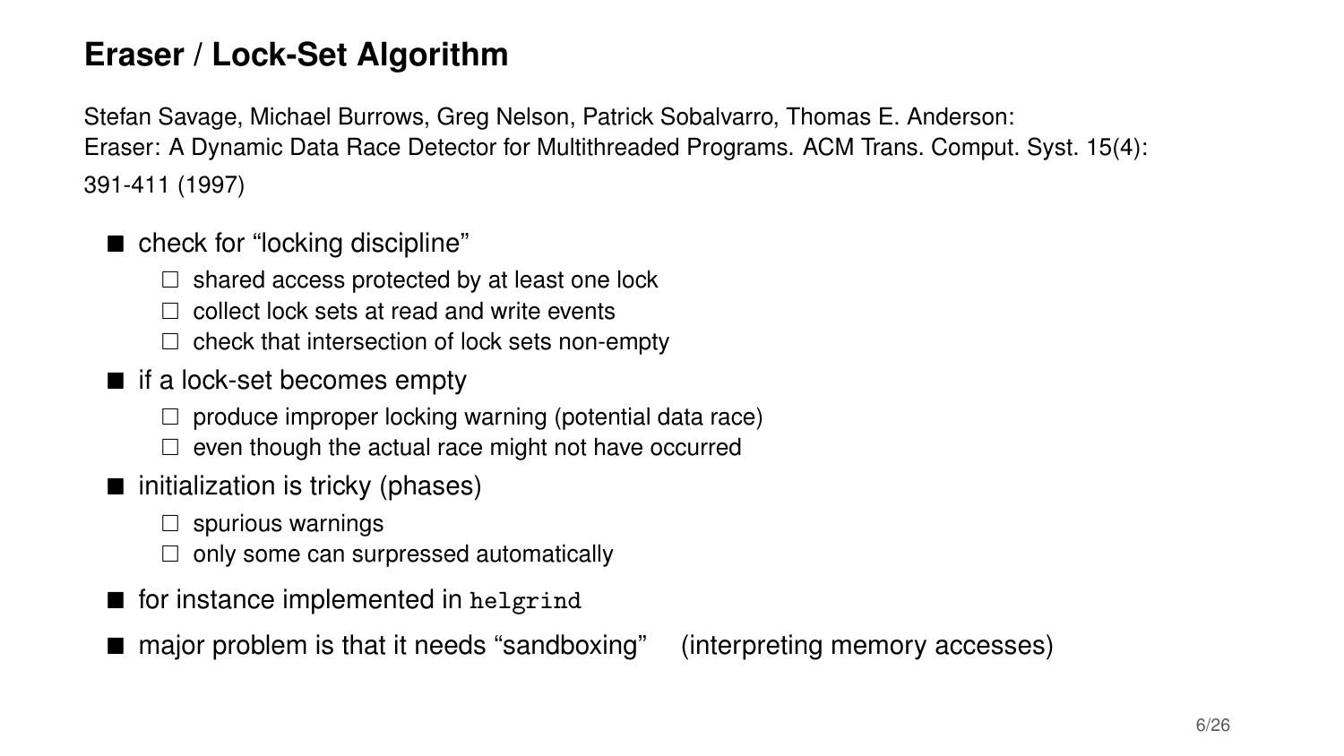# Eraser / Lock-Set Algorithm

Stefan Savage, Michael Burrows, Greg Nelson, Patrick Sobalvarro, Thomas E. Anderson:
Eraser: A Dynamic Data Race Detector for Multithreaded Programs. ACM Trans. Comput. Syst. 15(4): 391-411 (1997)

- check for "locking discipline"
  - shared access protected by at least one lock
  - collect lock sets at read and write events
  - check that intersection of lock sets non-empty
- if a lock-set becomes empty
  - produce improper locking warning (potential data race)
  - even though the actual race might not have occurred
- initialization is tricky (phases)
  - spurious warnings
  - only some can surpressed automatically
- for instance implemented in `helgrind`
- major problem is that it needs "sandboxing" (interpreting memory accesses)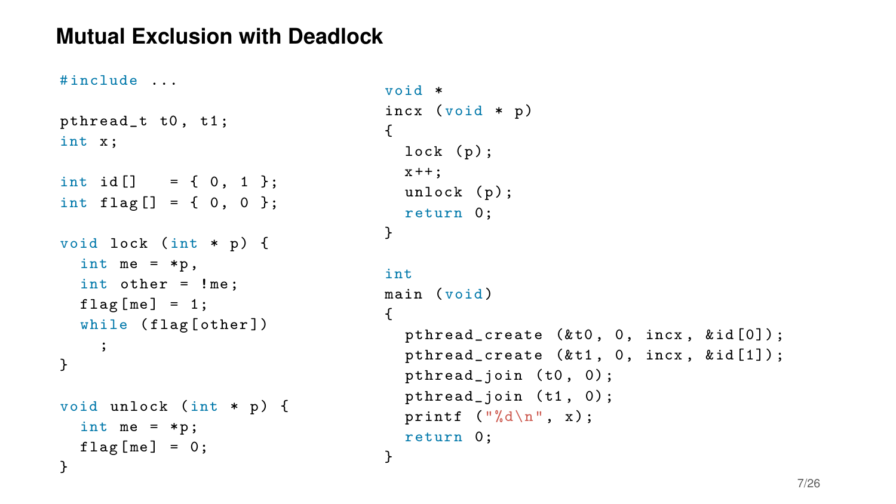# Mutual Exclusion with Deadlock

```c
#include ...

pthread_t t0, t1;
int x;

int id[]   = { 0, 1 };
int flag[] = { 0, 0 };

void lock (int * p) {
  int me = *p,
  int other = !me;
  flag[me] = 1;
  while (flag[other])
    ;
}

void unlock (int * p) {
  int me = *p;
  flag[me] = 0;
}
```

```c
void *
incx (void * p)
{
  lock (p);
  x++;
  unlock (p);
  return 0;
}

int
main (void)
{
  pthread_create (&t0, 0, incx, &id[0]);
  pthread_create (&t1, 0, incx, &id[1]);
  pthread_join (t0, 0);
  pthread_join (t1, 0);
  printf ("%d\n", x);
  return 0;
}
```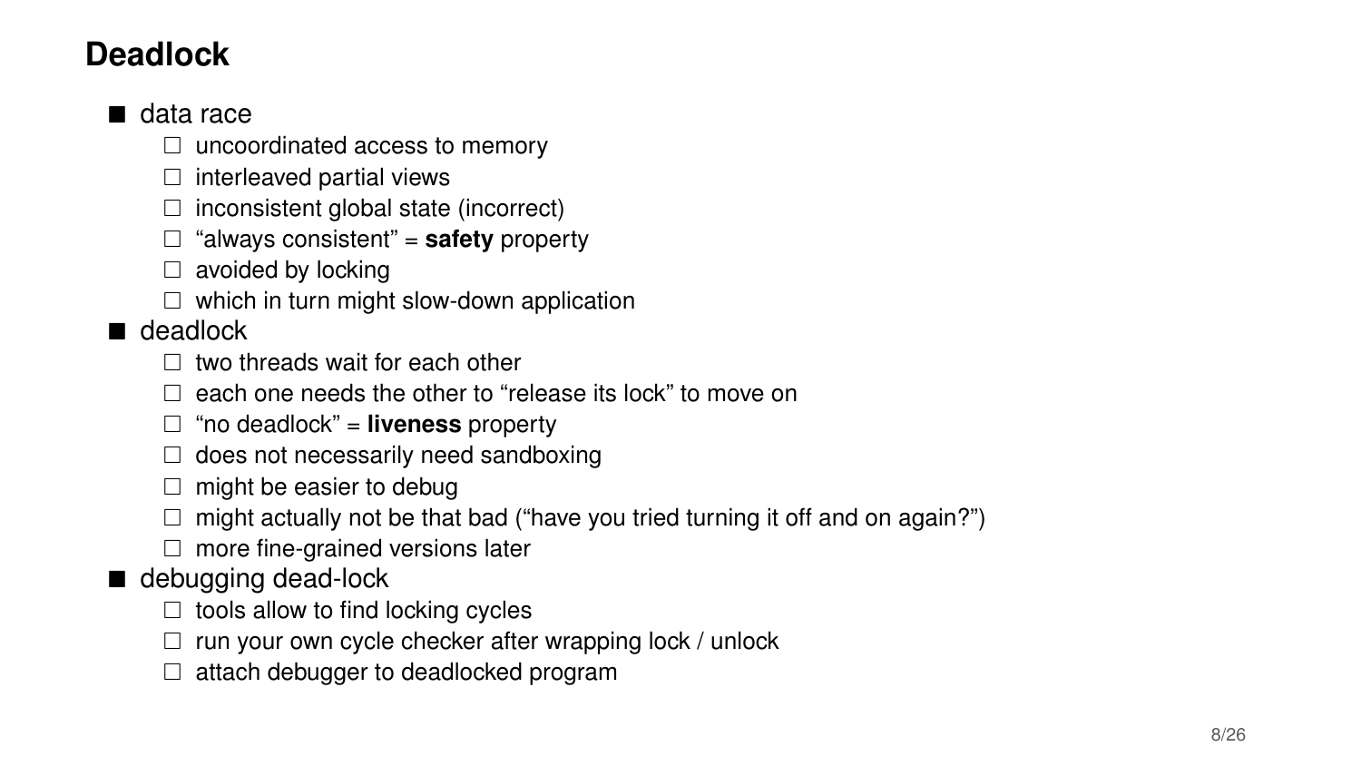# Deadlock

- data race
  - uncoordinated access to memory
  - interleaved partial views
  - inconsistent global state (incorrect)
  - "always consistent" = **safety** property
  - avoided by locking
  - which in turn might slow-down application
- deadlock
  - two threads wait for each other
  - each one needs the other to "release its lock" to move on
  - "no deadlock" = **liveness** property
  - does not necessarily need sandboxing
  - might be easier to debug
  - might actually not be that bad ("have you tried turning it off and on again?")
  - more fine-grained versions later
- debugging dead-lock
  - tools allow to find locking cycles
  - run your own cycle checker after wrapping lock / unlock
  - attach debugger to deadlocked program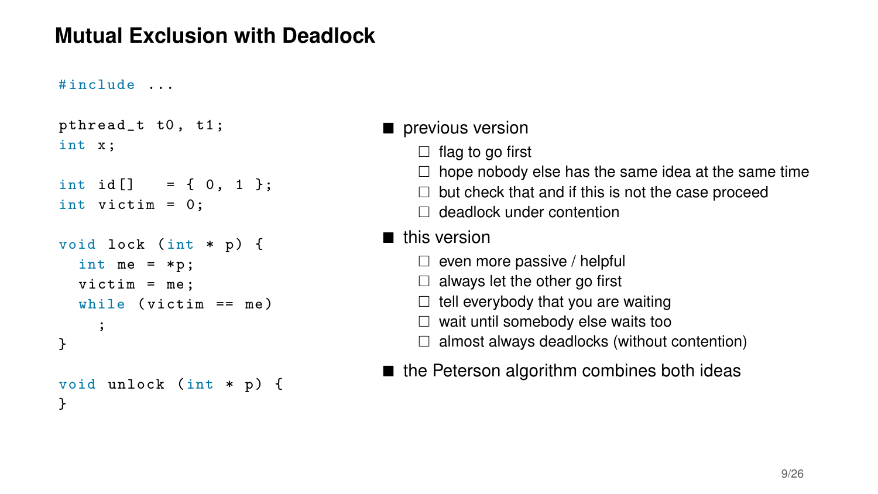# Mutual Exclusion with Deadlock

```
#include ...

pthread_t t0, t1;
int x;

int id[]    = { 0, 1 };
int victim = 0;

void lock (int * p) {
  int me = *p;
  victim = me;
  while (victim == me)
    ;
}

void unlock (int * p) {
}
```

- previous version
  - flag to go first
  - hope nobody else has the same idea at the same time
  - but check that and if this is not the case proceed
  - deadlock under contention
- this version
  - even more passive / helpful
  - always let the other go first
  - tell everybody that you are waiting
  - wait until somebody else waits too
  - almost always deadlocks (without contention)
- the Peterson algorithm combines both ideas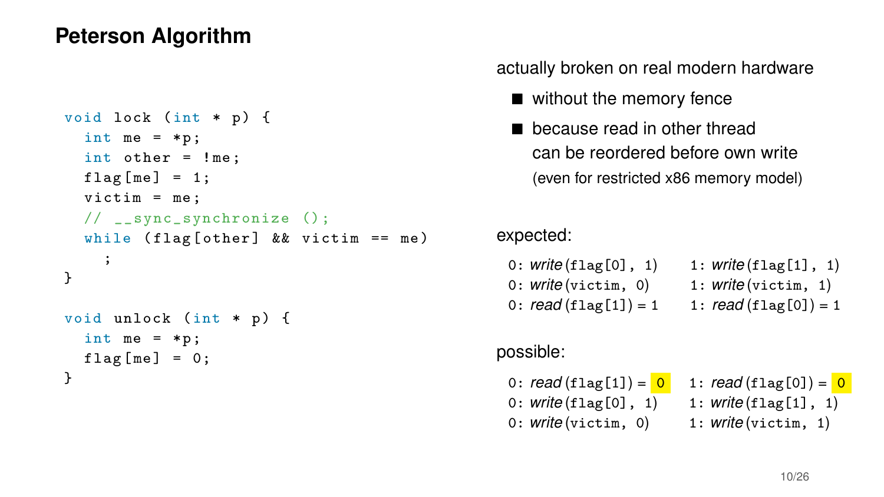# Peterson Algorithm

```
void lock (int * p) {
  int me = *p;
  int other = !me;
  flag[me] = 1;
  victim = me;
  // __sync_synchronize ();
  while (flag[other] && victim == me)
    ;
}

void unlock (int * p) {
  int me = *p;
  flag[me] = 0;
}
```

actually broken on real modern hardware

- without the memory fence
- because read in other thread can be reordered before own write (even for restricted x86 memory model)

expected:

| | |
|---|---|
| 0: *write* (flag[0], 1) | 1: *write* (flag[1], 1) |
| 0: *write* (victim, 0) | 1: *write* (victim, 1) |
| 0: *read* (flag[1]) = 1 | 1: *read* (flag[0]) = 1 |

possible:

| | |
|---|---|
| 0: *read* (flag[1]) = 0 | 1: *read* (flag[0]) = 0 |
| 0: *write* (flag[0], 1) | 1: *write* (flag[1], 1) |
| 0: *write* (victim, 0) | 1: *write* (victim, 1) |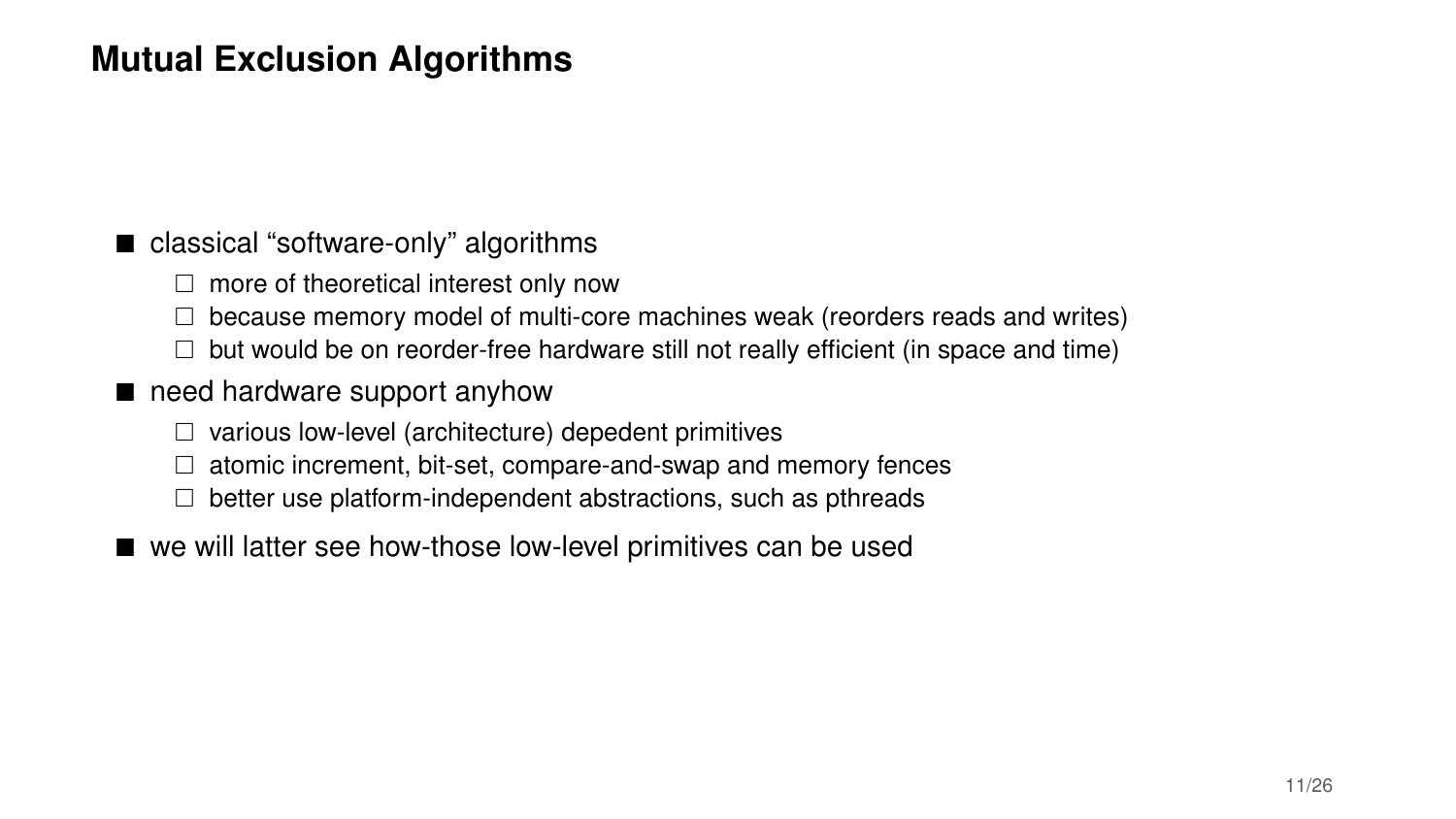# Mutual Exclusion Algorithms

- classical “software-only” algorithms
  - more of theoretical interest only now
  - because memory model of multi-core machines weak (reorders reads and writes)
  - but would be on reorder-free hardware still not really efficient (in space and time)
- need hardware support anyhow
  - various low-level (architecture) depedent primitives
  - atomic increment, bit-set, compare-and-swap and memory fences
  - better use platform-independent abstractions, such as pthreads
- we will latter see how-those low-level primitives can be used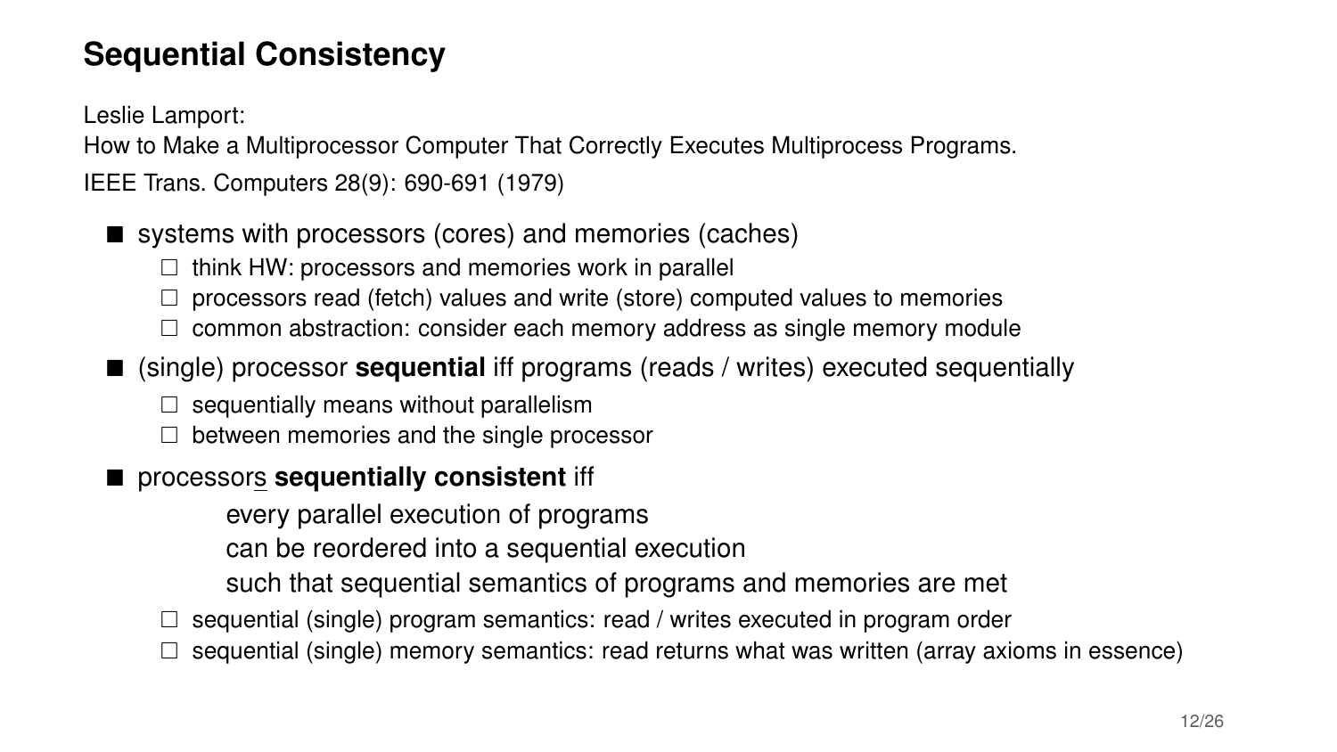## Sequential Consistency

Leslie Lamport:
How to Make a Multiprocessor Computer That Correctly Executes Multiprocess Programs.
IEEE Trans. Computers 28(9): 690-691 (1979)

- systems with processors (cores) and memories (caches)
  - think HW: processors and memories work in parallel
  - processors read (fetch) values and write (store) computed values to memories
  - common abstraction: consider each memory address as single memory module
- (single) processor **sequential** iff programs (reads / writes) executed sequentially
  - sequentially means without parallelism
  - between memories and the single processor
- processors **sequentially consistent** iff

  every parallel execution of programs
  can be reordered into a sequential execution
  such that sequential semantics of programs and memories are met

  - sequential (single) program semantics: read / writes executed in program order
  - sequential (single) memory semantics: read returns what was written (array axioms in essence)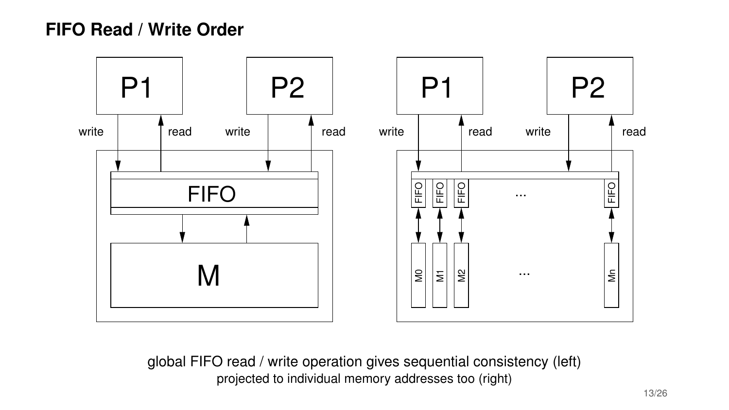# FIFO Read / Write Order

global FIFO read / write operation gives sequential consistency (left)

projected to individual memory addresses too (right)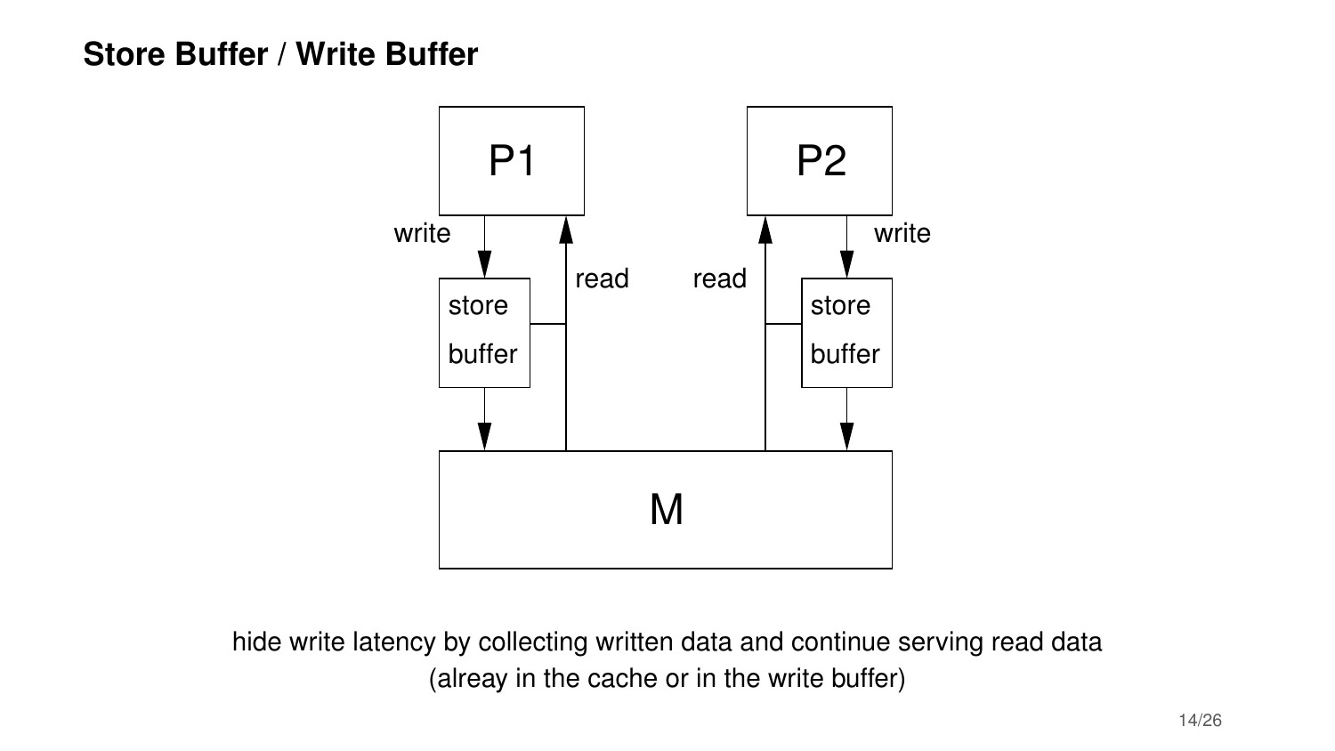# Store Buffer / Write Buffer

hide write latency by collecting written data and continue serving read data (alreay in the cache or in the write buffer)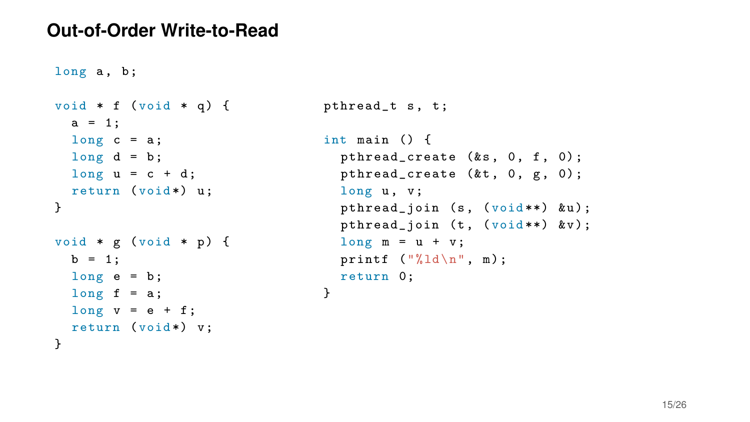# Out-of-Order Write-to-Read

```
long a, b;

void * f (void * q) {
  a = 1;
  long c = a;
  long d = b;
  long u = c + d;
  return (void*) u;
}

void * g (void * p) {
  b = 1;
  long e = b;
  long f = a;
  long v = e + f;
  return (void*) v;
}
```

```
pthread_t s, t;

int main () {
  pthread_create (&s, 0, f, 0);
  pthread_create (&t, 0, g, 0);
  long u, v;
  pthread_join (s, (void**) &u);
  pthread_join (t, (void**) &v);
  long m = u + v;
  printf ("%ld\n", m);
  return 0;
}
```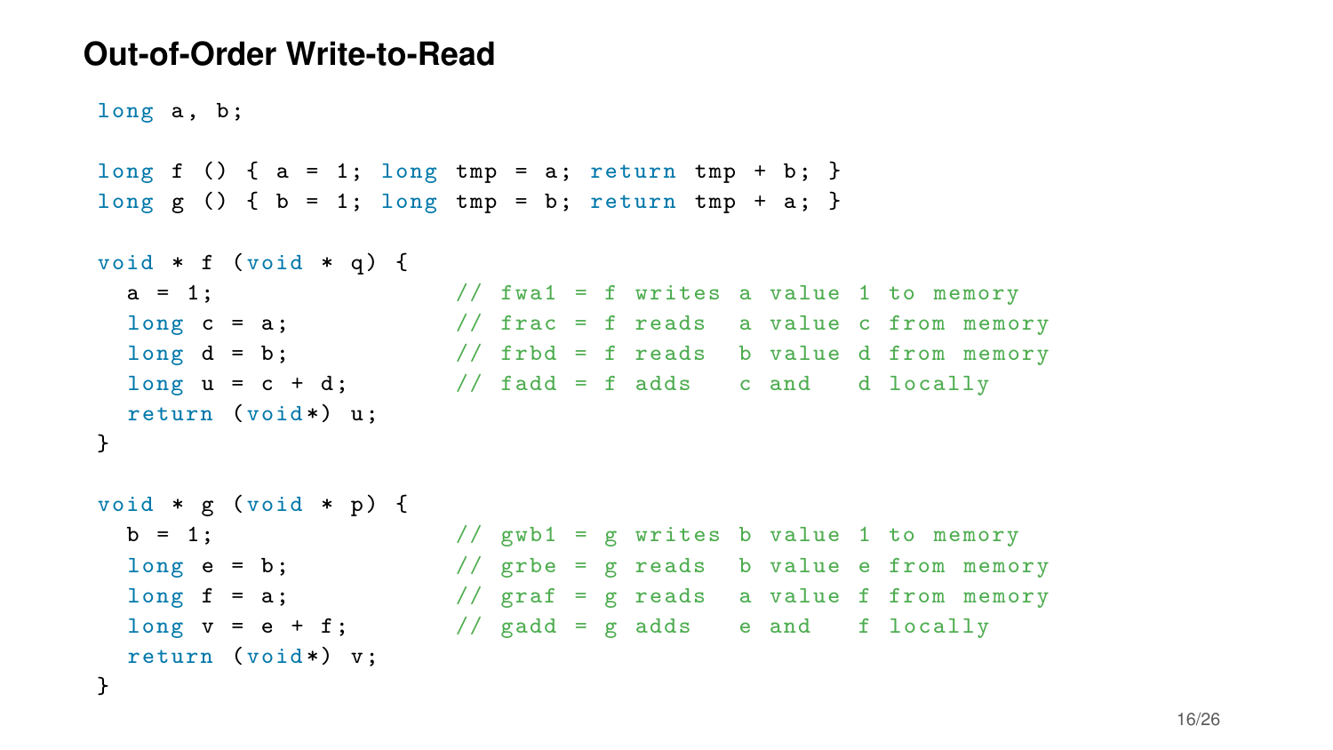# Out-of-Order Write-to-Read

```
long a, b;

long f () { a = 1; long tmp = a; return tmp + b; }
long g () { b = 1; long tmp = b; return tmp + a; }

void * f (void * q) {
  a = 1;                 // fwa1 = f writes a value 1 to memory
  long c = a;            // frac = f reads  a value c from memory
  long d = b;            // frbd = f reads  b value d from memory
  long u = c + d;        // fadd = f adds   c and   d locally
  return (void*) u;
}

void * g (void * p) {
  b = 1;                 // gwb1 = g writes b value 1 to memory
  long e = b;            // grbe = g reads  b value e from memory
  long f = a;            // graf = g reads  a value f from memory
  long v = e + f;        // gadd = g adds   e and   f locally
  return (void*) v;
}
```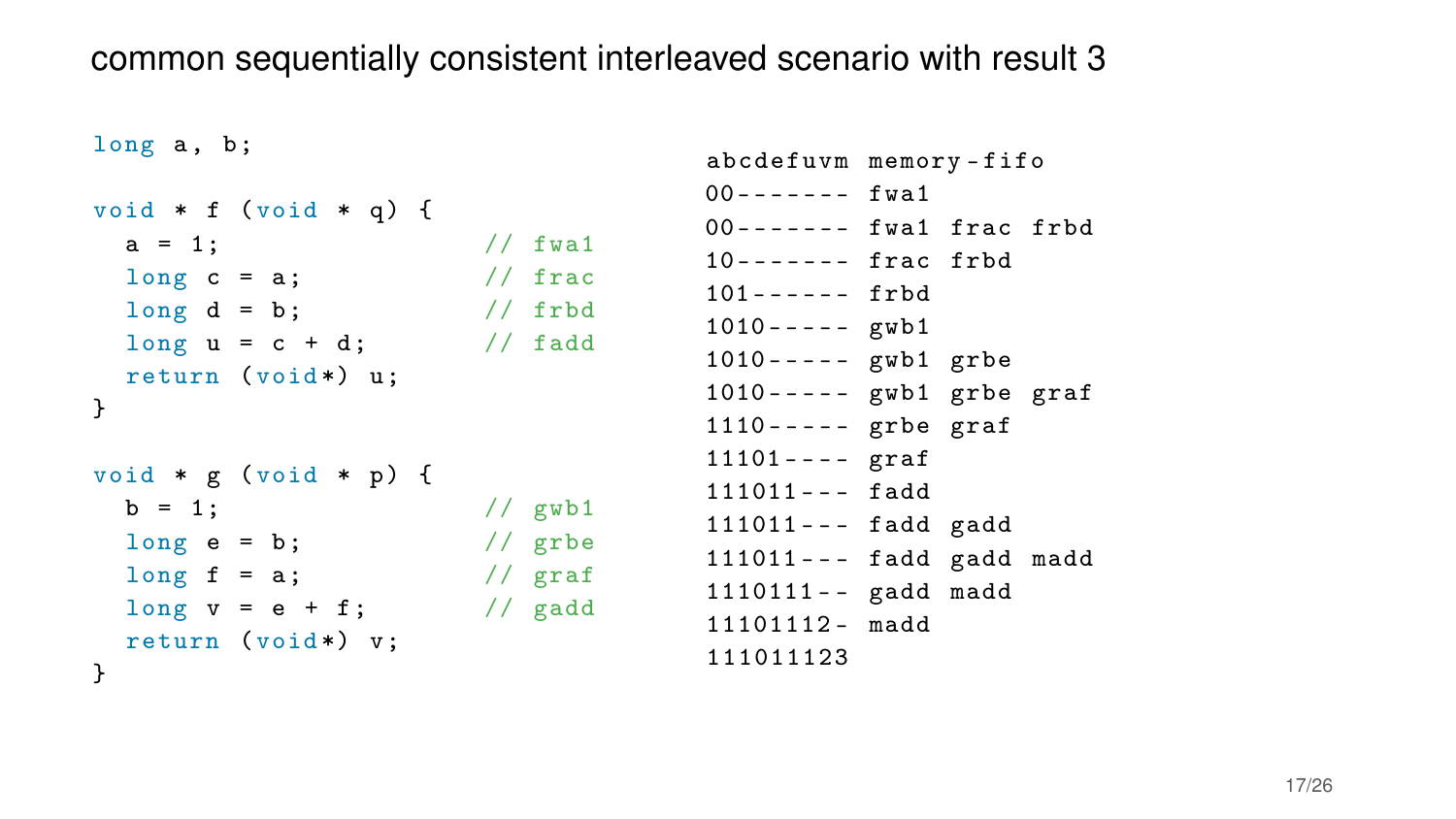# common sequentially consistent interleaved scenario with result 3

```c
long a, b;

void * f (void * q) {
  a = 1;                  // fwa1
  long c = a;             // frac
  long d = b;             // frbd
  long u = c + d;         // fadd
  return (void*) u;
}

void * g (void * p) {
  b = 1;                  // gwb1
  long e = b;             // grbe
  long f = a;             // graf
  long v = e + f;         // gadd
  return (void*) v;
}
```

```
abcdefuvm memory-fifo
00------- fwa1
00------- fwa1 frac frbd
10------- frac frbd
101------ frbd
1010----- gwb1
1010----- gwb1 grbe
1010----- gwb1 grbe graf
1110----- grbe graf
11101---- graf
111011--- fadd
111011--- fadd gadd
111011--- fadd gadd madd
1110111-- gadd madd
11101112- madd
111011123
```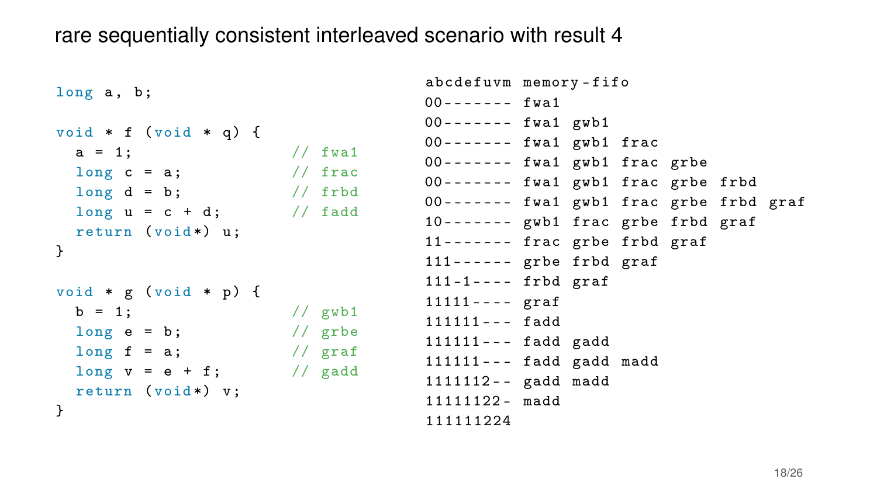# rare sequentially consistent interleaved scenario with result 4

```c
long a, b;

void * f (void * q) {
  a = 1;                // fwa1
  long c = a;           // frac
  long d = b;           // frbd
  long u = c + d;       // fadd
  return (void*) u;
}

void * g (void * p) {
  b = 1;                // gwb1
  long e = b;           // grbe
  long f = a;           // graf
  long v = e + f;       // gadd
  return (void*) v;
}
```

```
abcdefuvm memory-fifo
00------- fwa1
00------- fwa1 gwb1
00------- fwa1 gwb1 frac
00------- fwa1 gwb1 frac grbe
00------- fwa1 gwb1 frac grbe frbd
00------- fwa1 gwb1 frac grbe frbd graf
10------- gwb1 frac grbe frbd graf
11------- frac grbe frbd graf
111------ grbe frbd graf
111-1---- frbd graf
11111---- graf
111111--- fadd
111111--- fadd gadd
111111--- fadd gadd madd
1111112-- gadd madd
11111122- madd
111111224
```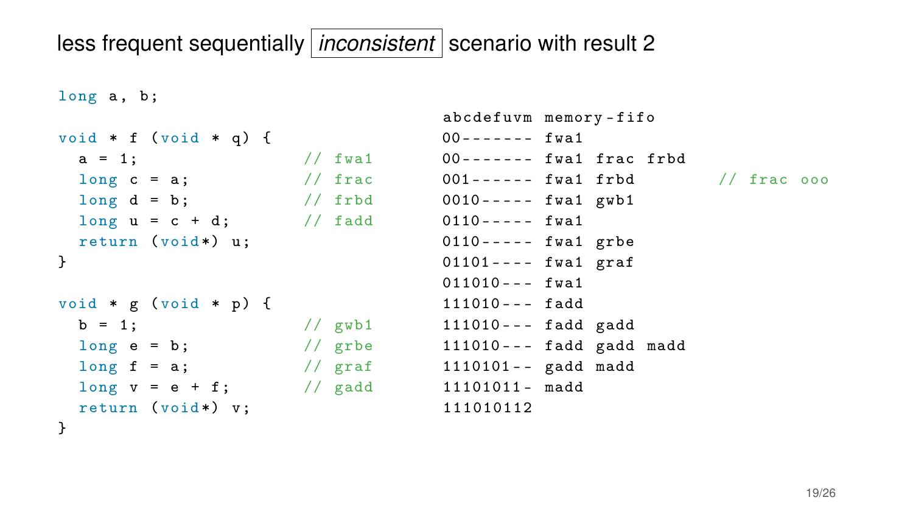# less frequent sequentially *inconsistent* scenario with result 2

```
long a, b;

void * f (void * q) {
  a = 1;                  // fwa1
  long c = a;             // frac
  long d = b;             // frbd
  long u = c + d;         // fadd
  return (void*) u;
}

void * g (void * p) {
  b = 1;                  // gwb1
  long e = b;             // grbe
  long f = a;             // graf
  long v = e + f;         // gadd
  return (void*) v;
}
```

```
abcdefuvm memory-fifo
00------- fwa1
00------- fwa1 frac frbd
001------ fwa1 frbd          // frac ooo
0010----- fwa1 gwb1
0110----- fwa1
0110----- fwa1 grbe
01101---- fwa1 graf
011010--- fwa1
111010--- fadd
111010--- fadd gadd
111010--- fadd gadd madd
1110101-- gadd madd
11101011- madd
111010112
```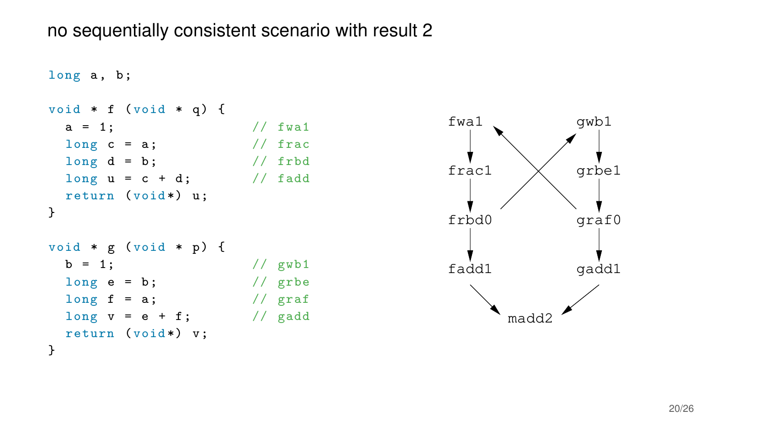# no sequentially consistent scenario with result 2

```c
long a, b;

void * f (void * q) {
  a = 1;                   // fwa1
  long c = a;              // frac
  long d = b;              // frbd
  long u = c + d;          // fadd
  return (void*) u;
}

void * g (void * p) {
  b = 1;                   // gwb1
  long e = b;              // grbe
  long f = a;              // graf
  long v = e + f;          // gadd
  return (void*) v;
}
```

```
fwa1            gwb1
 |                |
 v                v
frac1           grbe1
 |                |
 v                v
frbd0           graf0
 |                |
 v                v
fadd1           gadd1
      \        /
       v      v
        madd2

frbd0 -> gwb1
graf0 -> fwa1
```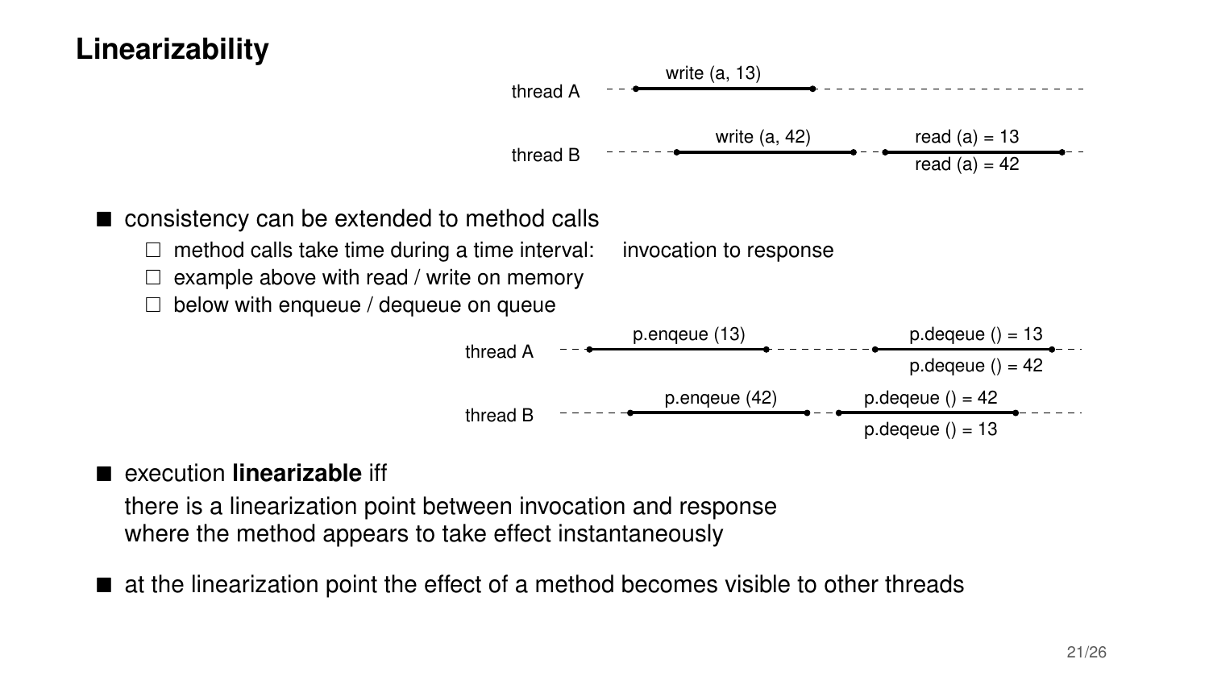# Linearizability

thread A: write (a, 13)

thread B: write (a, 42) — read (a) = 13 / read (a) = 42

- consistency can be extended to method calls
  - method calls take time during a time interval: invocation to response
  - example above with read / write on memory
  - below with enqueue / dequeue on queue

thread A: p.enqeue (13) — p.deqeue () = 13 / p.deqeue () = 42

thread B: p.enqeue (42) — p.deqeue () = 42 / p.deqeue () = 13

- execution **linearizable** iff

  there is a linearization point between invocation and response
  where the method appears to take effect instantaneously

- at the linearization point the effect of a method becomes visible to other threads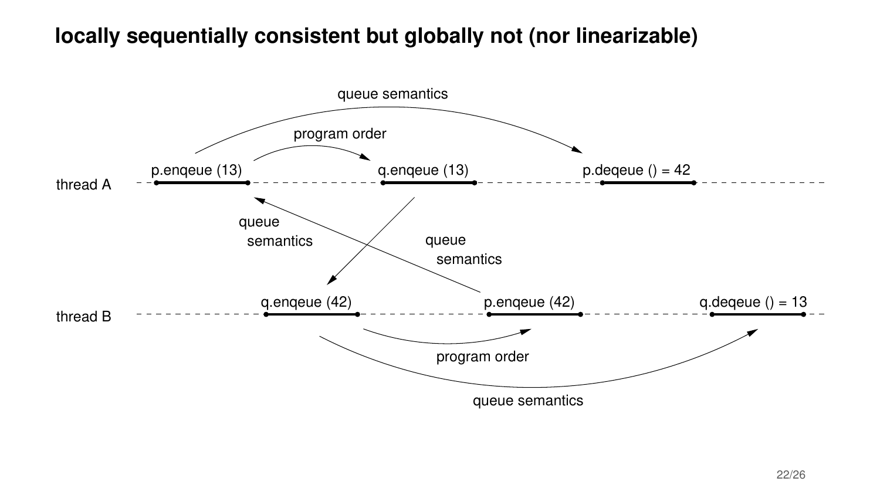# locally sequentially consistent but globally not (nor linearizable)

thread A: p.enqeue (13) — q.enqeue (13) — p.deqeue () = 42

thread B: q.enqeue (42) — p.enqeue (42) — q.deqeue () = 13

program order

queue semantics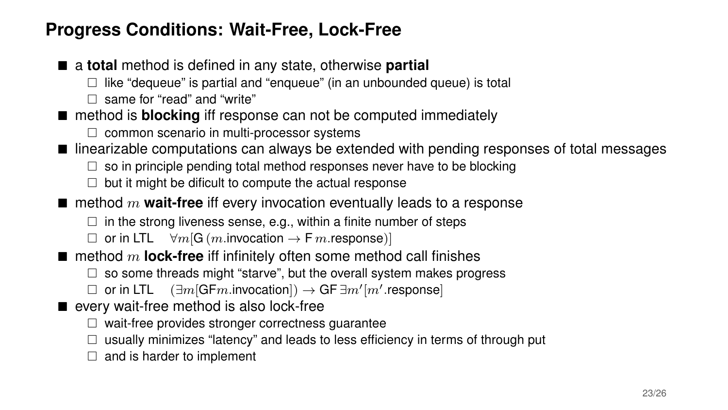## Progress Conditions: Wait-Free, Lock-Free

- a **total** method is defined in any state, otherwise **partial**
  - like "dequeue" is partial and "enqueue" (in an unbounded queue) is total
  - same for "read" and "write"
- method is **blocking** iff response can not be computed immediately
  - common scenario in multi-processor systems
- linearizable computations can always be extended with pending responses of total messages
  - so in principle pending total method responses never have to be blocking
  - but it might be dificult to compute the actual response
- method $m$ **wait-free** iff every invocation eventually leads to a response
  - in the strong liveness sense, e.g., within a finite number of steps
  - or in LTL $\forall m[\mathsf{G}\,(m.\text{invocation} \rightarrow \mathsf{F}\, m.\text{response})]$
- method $m$ **lock-free** iff infinitely often some method call finishes
  - so some threads might "starve", but the overall system makes progress
  - or in LTL $(\exists m[\mathsf{GF} m.\text{invocation}]) \rightarrow \mathsf{GF}\, \exists m'[m'.\text{response}]$
- every wait-free method is also lock-free
  - wait-free provides stronger correctness guarantee
  - usually minimizes "latency" and leads to less efficiency in terms of through put
  - and is harder to implement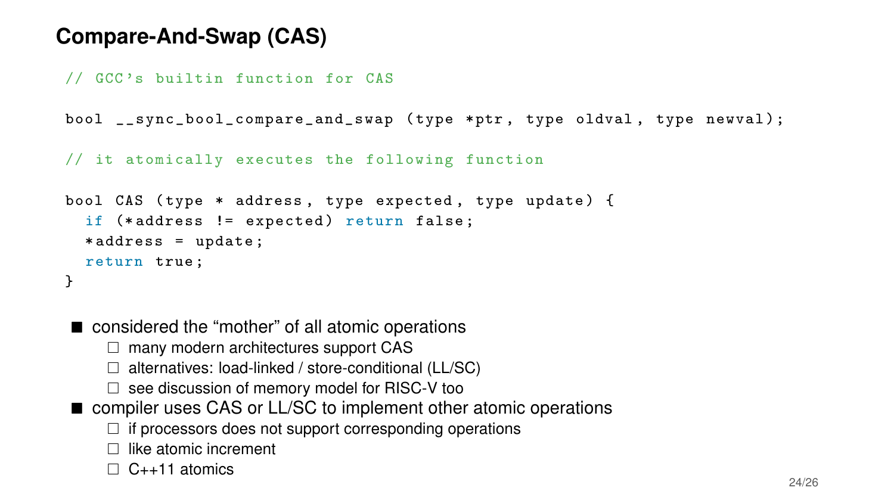## Compare-And-Swap (CAS)

```
// GCC's builtin function for CAS

bool __sync_bool_compare_and_swap (type *ptr, type oldval, type newval);

// it atomically executes the following function

bool CAS (type * address, type expected, type update) {
  if (*address != expected) return false;
  *address = update;
  return true;
}
```

- considered the “mother” of all atomic operations
  - many modern architectures support CAS
  - alternatives: load-linked / store-conditional (LL/SC)
  - see discussion of memory model for RISC-V too
- compiler uses CAS or LL/SC to implement other atomic operations
  - if processors does not support corresponding operations
  - like atomic increment
  - C++11 atomics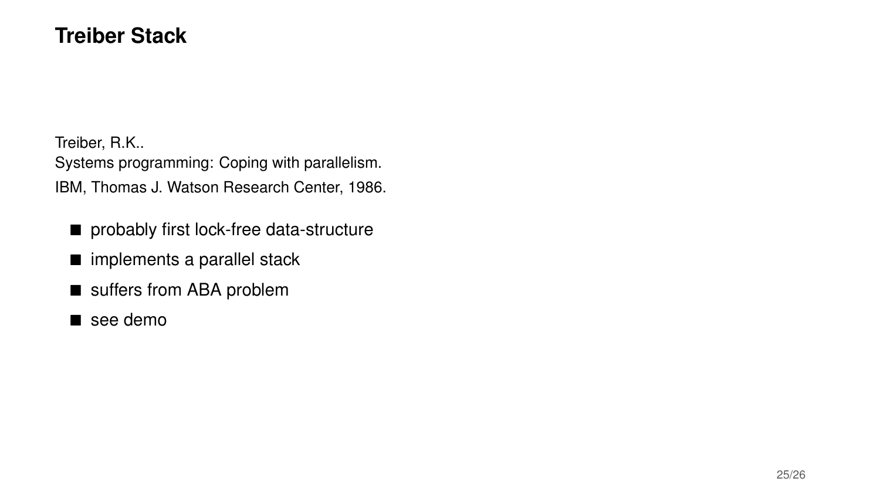# Treiber Stack

Treiber, R.K..
Systems programming: Coping with parallelism.
IBM, Thomas J. Watson Research Center, 1986.

- probably first lock-free data-structure
- implements a parallel stack
- suffers from ABA problem
- see demo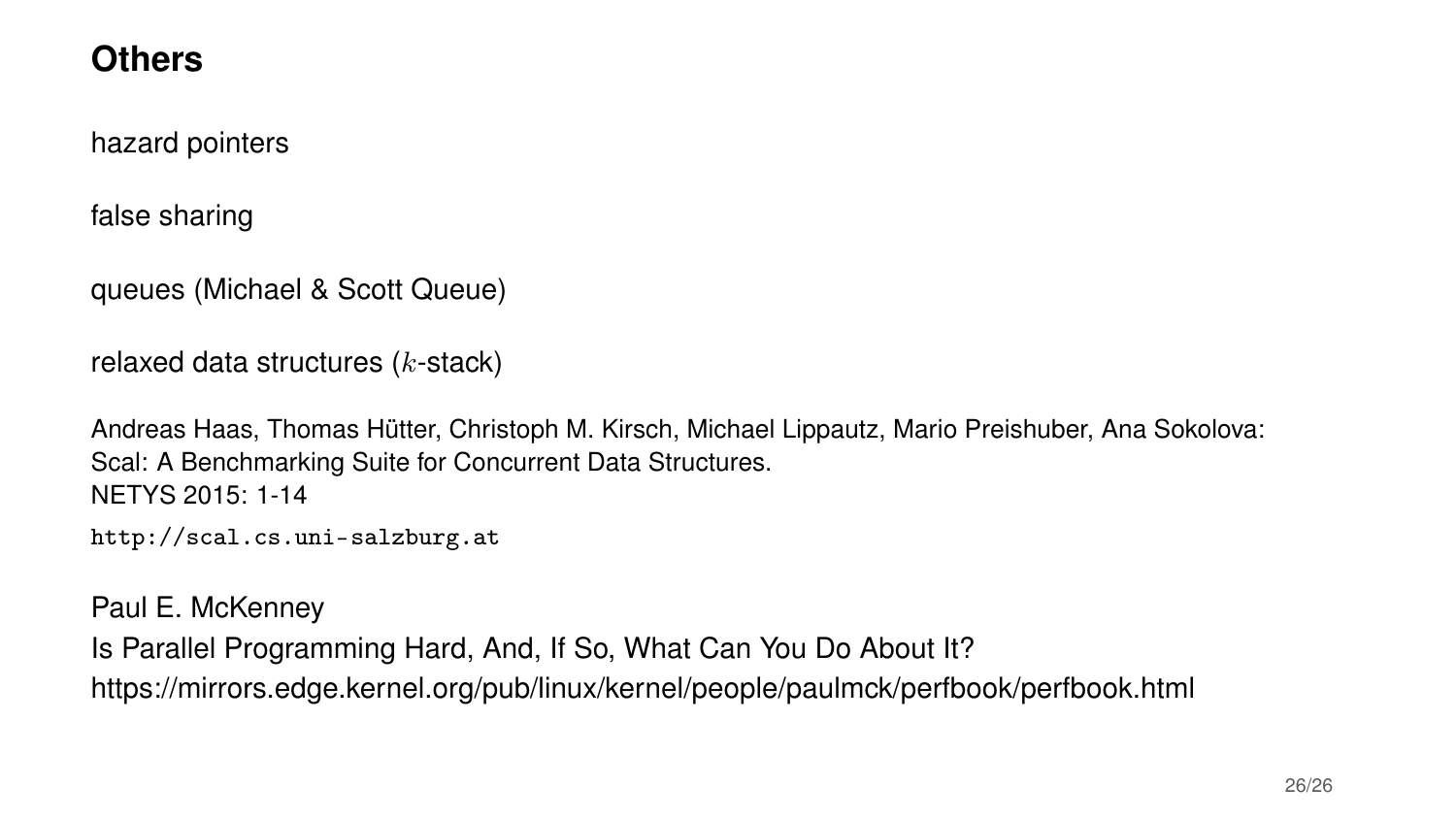# Others

hazard pointers

false sharing

queues (Michael & Scott Queue)

relaxed data structures ($k$-stack)

Andreas Haas, Thomas Hütter, Christoph M. Kirsch, Michael Lippautz, Mario Preishuber, Ana Sokolova:
Scal: A Benchmarking Suite for Concurrent Data Structures.
NETYS 2015: 1-14

`http://scal.cs.uni-salzburg.at`

Paul E. McKenney
Is Parallel Programming Hard, And, If So, What Can You Do About It?
https://mirrors.edge.kernel.org/pub/linux/kernel/people/paulmck/perfbook/perfbook.html